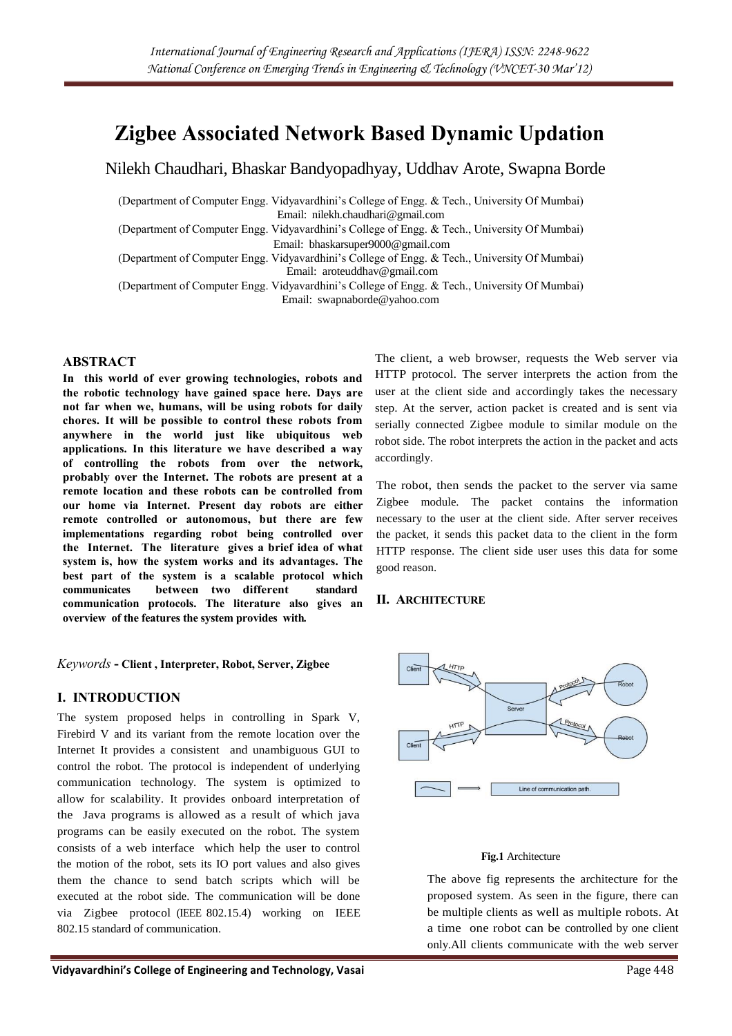# Zigbee Associated Network Based Dynamic Updation

Nilekh Chaudhari, Bhaskar Bandyopadhyay, Uddhav Arote, Swapna Borde

(Department of Computer Engg. Vidyavardhini's College of Engg. & Tech., University Of Mumbai)
Email: nilekh.chaudhari@gmail.com

(Department of Computer Engg. Vidyavardhini's College of Engg. & Tech., University Of Mumbai)
Email: bhaskarsuper9000@gmail.com

(Department of Computer Engg. Vidyavardhini's College of Engg. & Tech., University Of Mumbai)
Email: aroteuddhav@gmail.com

(Department of Computer Engg. Vidyavardhini's College of Engg. & Tech., University Of Mumbai)
Email: swapnaborde@yahoo.com

## ABSTRACT

**In this world of ever growing technologies, robots and the robotic technology have gained space here. Days are not far when we, humans, will be using robots for daily chores. It will be possible to control these robots from anywhere in the world just like ubiquitous web applications. In this literature we have described a way of controlling the robots from over the network, probably over the Internet. The robots are present at a remote location and these robots can be controlled from our home via Internet. Present day robots are either remote controlled or autonomous, but there are few implementations regarding robot being controlled over the Internet. The literature gives a brief idea of what system is, how the system works and its advantages. The best part of the system is a scalable protocol which communicates between two different standard communication protocols. The literature also gives an overview of the features the system provides with.**

*Keywords* - **Client , Interpreter, Robot, Server, Zigbee**

## I. INTRODUCTION

The system proposed helps in controlling in Spark V, Firebird V and its variant from the remote location over the Internet It provides a consistent and unambiguous GUI to control the robot. The protocol is independent of underlying communication technology. The system is optimized to allow for scalability. It provides onboard interpretation of the Java programs is allowed as a result of which java programs can be easily executed on the robot. The system consists of a web interface which help the user to control the motion of the robot, sets its IO port values and also gives them the chance to send batch scripts which will be executed at the robot side. The communication will be done via Zigbee protocol (IEEE 802.15.4) working on IEEE 802.15 standard of communication.

The client, a web browser, requests the Web server via HTTP protocol. The server interprets the action from the user at the client side and accordingly takes the necessary step. At the server, action packet is created and is sent via serially connected Zigbee module to similar module on the robot side. The robot interprets the action in the packet and acts accordingly.

The robot, then sends the packet to the server via same Zigbee module. The packet contains the information necessary to the user at the client side. After server receives the packet, it sends this packet data to the client in the form HTTP response. The client side user uses this data for some good reason.

## II. ARCHITECTURE

**Fig.1** Architecture

The above fig represents the architecture for the proposed system. As seen in the figure, there can be multiple clients as well as multiple robots. At a time one robot can be controlled by one client only.All clients communicate with the web server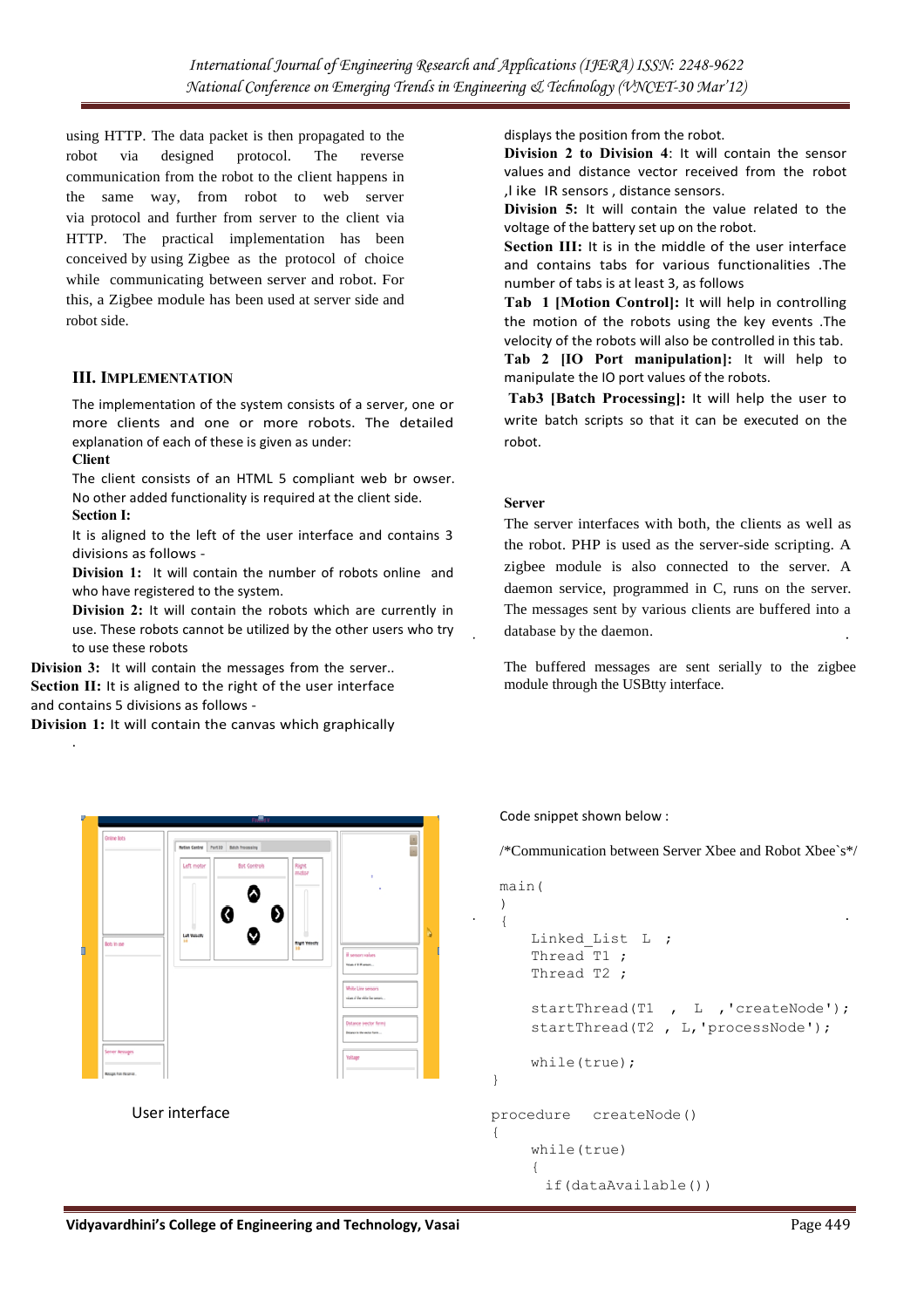using HTTP. The data packet is then propagated to the robot via designed protocol. The reverse communication from the robot to the client happens in the same way, from robot to web server via protocol and further from server to the client via HTTP. The practical implementation has been conceived by using Zigbee as the protocol of choice while communicating between server and robot. For this, a Zigbee module has been used at server side and robot side.

## III. IMPLEMENTATION

The implementation of the system consists of a server, one or more clients and one or more robots. The detailed explanation of each of these is given as under:

**Client**

The client consists of an HTML 5 compliant web br owser. No other added functionality is required at the client side.

**Section I:**

It is aligned to the left of the user interface and contains 3 divisions as follows -

**Division 1:** It will contain the number of robots online and who have registered to the system.

**Division 2:** It will contain the robots which are currently in use. These robots cannot be utilized by the other users who try to use these robots

**Division 3:** It will contain the messages from the server..

**Section II:** It is aligned to the right of the user interface and contains 5 divisions as follows -

**Division 1:** It will contain the canvas which graphically displays the position from the robot.

**Division 2 to Division 4**: It will contain the sensor values and distance vector received from the robot ,l ike IR sensors , distance sensors.

**Division 5:** It will contain the value related to the voltage of the battery set up on the robot.

**Section III:** It is in the middle of the user interface and contains tabs for various functionalities .The number of tabs is at least 3, as follows

**Tab 1 [Motion Control]:** It will help in controlling the motion of the robots using the key events .The velocity of the robots will also be controlled in this tab.

**Tab 2 [IO Port manipulation]:** It will help to manipulate the IO port values of the robots.

**Tab3 [Batch Processing]:** It will help the user to write batch scripts so that it can be executed on the robot.

**Server**

The server interfaces with both, the clients as well as the robot. PHP is used as the server-side scripting. A zigbee module is also connected to the server. A daemon service, programmed in C, runs on the server. The messages sent by various clients are buffered into a database by the daemon.

The buffered messages are sent serially to the zigbee module through the USBtty interface.

User interface

Code snippet shown below :

/*Communication between Server Xbee and Robot Xbee`s*/

```
main(
)
{
    Linked_List  L  ;
    Thread  T1  ;
    Thread  T2  ;

    startThread(T1  ,  L  ,'createNode');
    startThread(T2 , L,'processNode');

    while(true);
}

procedure   createNode()
{
    while(true)
    {
      if(dataAvailable())
```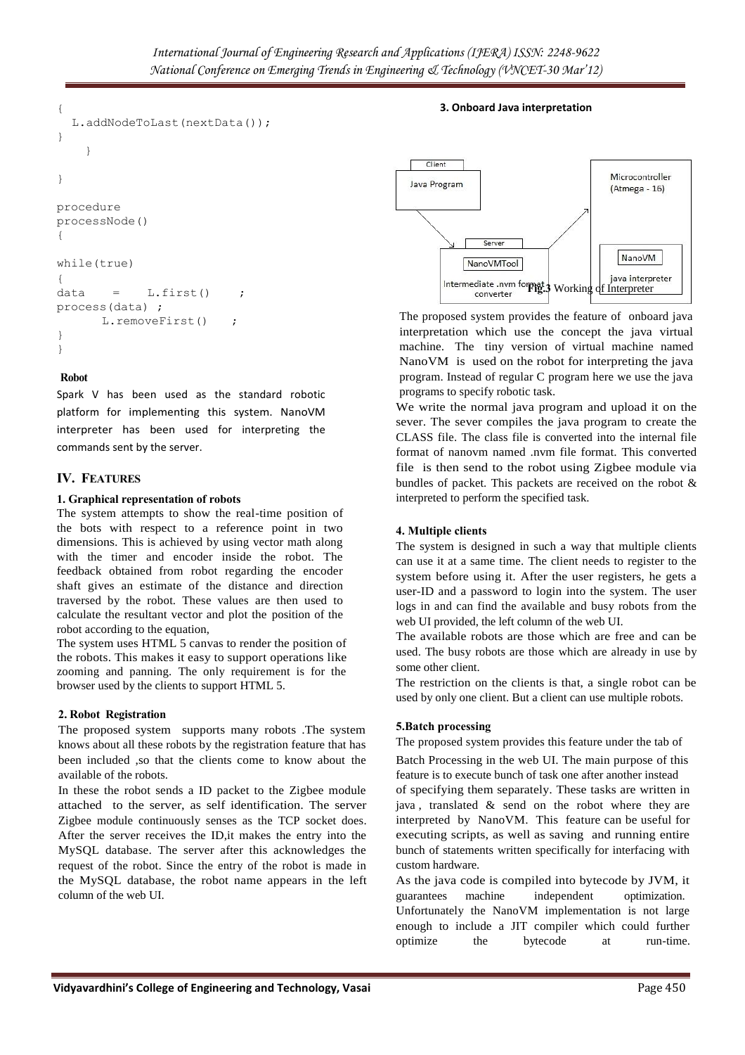```
{
  L.addNodeToLast(nextData());
}
    }

}

procedure
processNode()
{

while(true)
{
data    =    L.first()    ;
process(data) ;
      L.removeFirst()   ;
}
}
```

**Robot**

Spark V has been used as the standard robotic platform for implementing this system. NanoVM interpreter has been used for interpreting the commands sent by the server.

## IV. Features

### 1. Graphical representation of robots

The system attempts to show the real-time position of the bots with respect to a reference point in two dimensions. This is achieved by using vector math along with the timer and encoder inside the robot. The feedback obtained from robot regarding the encoder shaft gives an estimate of the distance and direction traversed by the robot. These values are then used to calculate the resultant vector and plot the position of the robot according to the equation,

The system uses HTML 5 canvas to render the position of the robots. This makes it easy to support operations like zooming and panning. The only requirement is for the browser used by the clients to support HTML 5.

### 2. Robot Registration

The proposed system supports many robots .The system knows about all these robots by the registration feature that has been included ,so that the clients come to know about the available of the robots.

In these the robot sends a ID packet to the Zigbee module attached to the server, as self identification. The server Zigbee module continuously senses as the TCP socket does. After the server receives the ID,it makes the entry into the MySQL database. The server after this acknowledges the request of the robot. Since the entry of the robot is made in the MySQL database, the robot name appears in the left column of the web UI.

### 3. Onboard Java interpretation

Client: Java Program → Server: NanoVMTool, Intermediate .nvm format converter → Microcontroller (Atmega - 16): NanoVM, java interpreter

**Fig.3** Working of Interpreter

The proposed system provides the feature of onboard java interpretation which use the concept the java virtual machine. The tiny version of virtual machine named NanoVM is used on the robot for interpreting the java program. Instead of regular C program here we use the java programs to specify robotic task.

We write the normal java program and upload it on the sever. The sever compiles the java program to create the CLASS file. The class file is converted into the internal file format of nanovm named .nvm file format. This converted file is then send to the robot using Zigbee module via bundles of packet. This packets are received on the robot & interpreted to perform the specified task.

### 4. Multiple clients

The system is designed in such a way that multiple clients can use it at a same time. The client needs to register to the system before using it. After the user registers, he gets a user-ID and a password to login into the system. The user logs in and can find the available and busy robots from the web UI provided, the left column of the web UI.

The available robots are those which are free and can be used. The busy robots are those which are already in use by some other client.

The restriction on the clients is that, a single robot can be used by only one client. But a client can use multiple robots.

### 5. Batch processing

The proposed system provides this feature under the tab of Batch Processing in the web UI. The main purpose of this feature is to execute bunch of task one after another instead of specifying them separately. These tasks are written in java , translated & send on the robot where they are interpreted by NanoVM. This feature can be useful for executing scripts, as well as saving and running entire bunch of statements written specifically for interfacing with custom hardware.

As the java code is compiled into bytecode by JVM, it guarantees machine independent optimization. Unfortunately the NanoVM implementation is not large enough to include a JIT compiler which could further optimize the bytecode at run-time.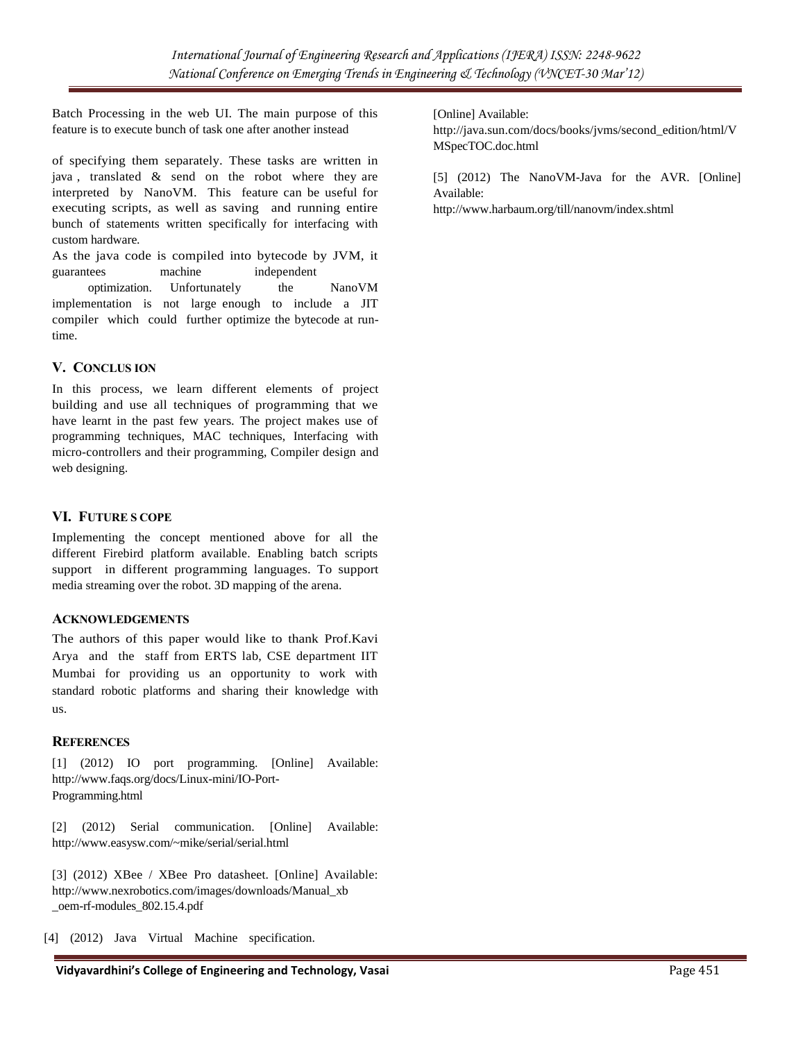Batch Processing in the web UI. The main purpose of this feature is to execute bunch of task one after another instead of specifying them separately. These tasks are written in java , translated & send on the robot where they are interpreted by NanoVM. This feature can be useful for executing scripts, as well as saving and running entire bunch of statements written specifically for interfacing with custom hardware.

As the java code is compiled into bytecode by JVM, it guarantees machine independent optimization. Unfortunately the NanoVM implementation is not large enough to include a JIT compiler which could further optimize the bytecode at run-time.

## V. CONCLUS ION

In this process, we learn different elements of project building and use all techniques of programming that we have learnt in the past few years. The project makes use of programming techniques, MAC techniques, Interfacing with micro-controllers and their programming, Compiler design and web designing.

## VI. FUTURE S COPE

Implementing the concept mentioned above for all the different Firebird platform available. Enabling batch scripts support in different programming languages. To support media streaming over the robot. 3D mapping of the arena.

### ACKNOWLEDGEMENTS

The authors of this paper would like to thank Prof.Kavi Arya and the staff from ERTS lab, CSE department IIT Mumbai for providing us an opportunity to work with standard robotic platforms and sharing their knowledge with us.

### REFERENCES

[1] (2012) IO port programming. [Online] Available: http://www.faqs.org/docs/Linux-mini/IO-Port-Programming.html

[2] (2012) Serial communication. [Online] Available: http://www.easysw.com/~mike/serial/serial.html

[3] (2012) XBee / XBee Pro datasheet. [Online] Available: http://www.nexrobotics.com/images/downloads/Manual_xb_oem-rf-modules_802.15.4.pdf

[4] (2012) Java Virtual Machine specification. [Online] Available: http://java.sun.com/docs/books/jvms/second_edition/html/VMSpecTOC.doc.html

[5] (2012) The NanoVM-Java for the AVR. [Online] Available: http://www.harbaum.org/till/nanovm/index.shtml